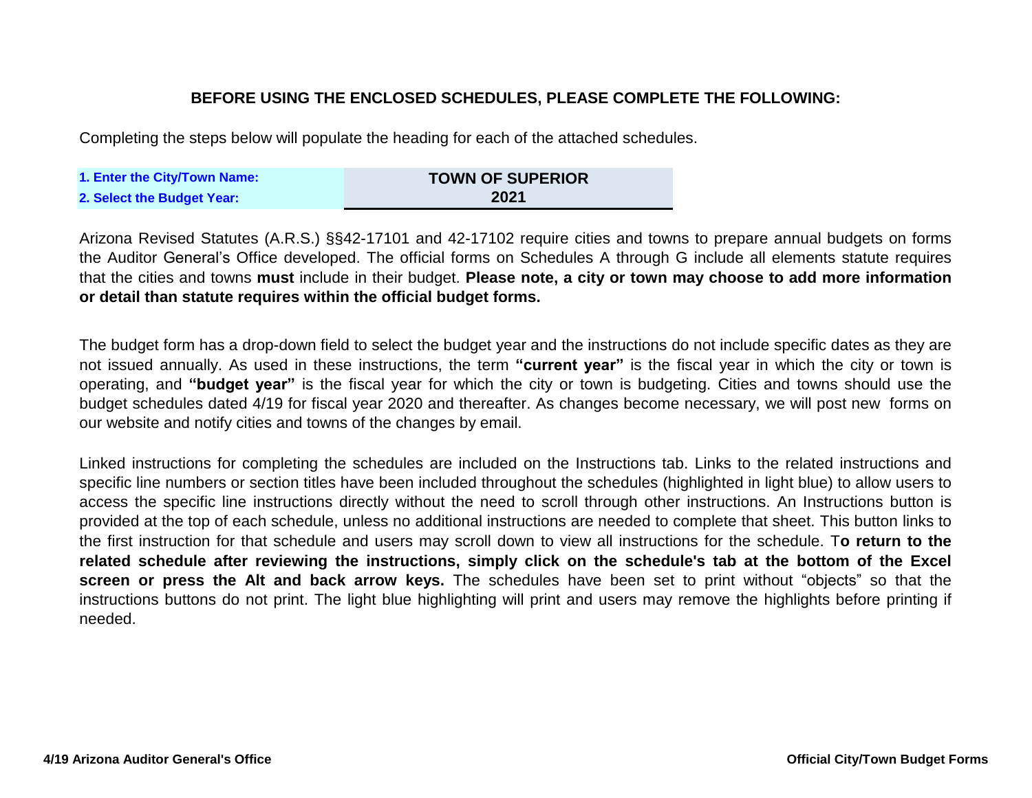**BEFORE USING THE ENCLOSED SCHEDULES, PLEASE COMPLETE THE FOLLOWING:**

Completing the steps below will populate the heading for each of the attached schedules.

| | |
|---|---|
| **1. Enter the City/Town Name:** | **TOWN OF SUPERIOR** |
| **2. Select the Budget Year:** | **2021** |

Arizona Revised Statutes (A.R.S.) §§42-17101 and 42-17102 require cities and towns to prepare annual budgets on forms the Auditor General's Office developed. The official forms on Schedules A through G include all elements statute requires that the cities and towns **must** include in their budget. **Please note, a city or town may choose to add more information or detail than statute requires within the official budget forms.**

The budget form has a drop-down field to select the budget year and the instructions do not include specific dates as they are not issued annually. As used in these instructions, the term **"current year"** is the fiscal year in which the city or town is operating, and **"budget year"** is the fiscal year for which the city or town is budgeting. Cities and towns should use the budget schedules dated 4/19 for fiscal year 2020 and thereafter. As changes become necessary, we will post new forms on our website and notify cities and towns of the changes by email.

Linked instructions for completing the schedules are included on the Instructions tab. Links to the related instructions and specific line numbers or section titles have been included throughout the schedules (highlighted in light blue) to allow users to access the specific line instructions directly without the need to scroll through other instructions. An Instructions button is provided at the top of each schedule, unless no additional instructions are needed to complete that sheet. This button links to the first instruction for that schedule and users may scroll down to view all instructions for the schedule. T**o return to the related schedule after reviewing the instructions, simply click on the schedule's tab at the bottom of the Excel screen or press the Alt and back arrow keys.** The schedules have been set to print without "objects" so that the instructions buttons do not print. The light blue highlighting will print and users may remove the highlights before printing if needed.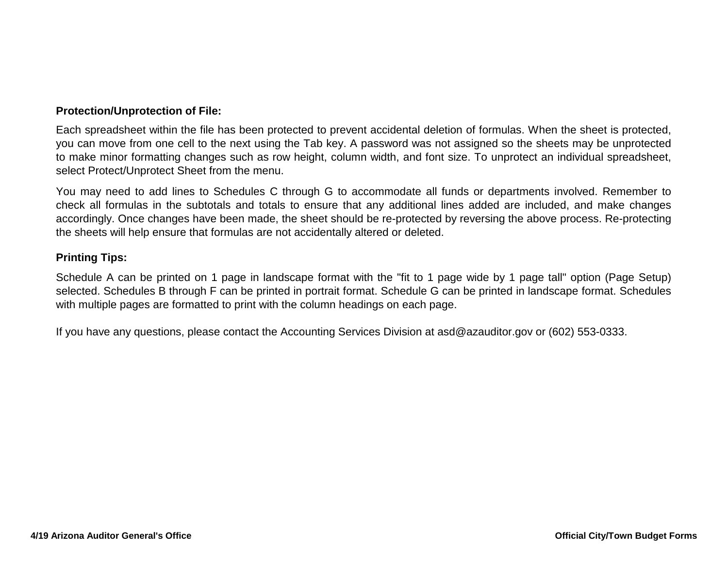**Protection/Unprotection of File:**

Each spreadsheet within the file has been protected to prevent accidental deletion of formulas. When the sheet is protected, you can move from one cell to the next using the Tab key. A password was not assigned so the sheets may be unprotected to make minor formatting changes such as row height, column width, and font size. To unprotect an individual spreadsheet, select Protect/Unprotect Sheet from the menu.

You may need to add lines to Schedules C through G to accommodate all funds or departments involved. Remember to check all formulas in the subtotals and totals to ensure that any additional lines added are included, and make changes accordingly. Once changes have been made, the sheet should be re-protected by reversing the above process. Re-protecting the sheets will help ensure that formulas are not accidentally altered or deleted.

**Printing Tips:**

Schedule A can be printed on 1 page in landscape format with the "fit to 1 page wide by 1 page tall" option (Page Setup) selected. Schedules B through F can be printed in portrait format. Schedule G can be printed in landscape format. Schedules with multiple pages are formatted to print with the column headings on each page.

If you have any questions, please contact the Accounting Services Division at asd@azauditor.gov or (602) 553-0333.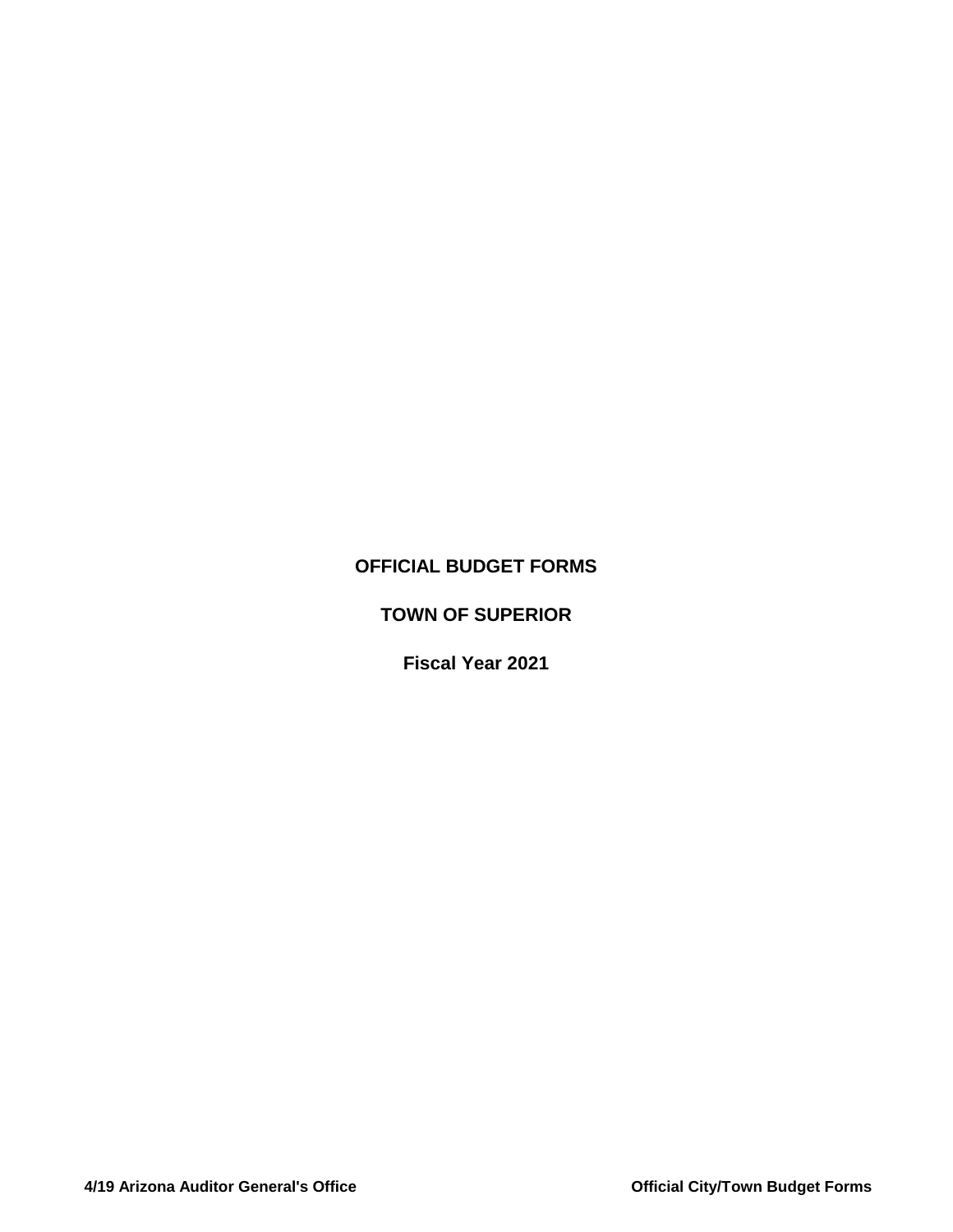# OFFICIAL BUDGET FORMS

## TOWN OF SUPERIOR

### Fiscal Year 2021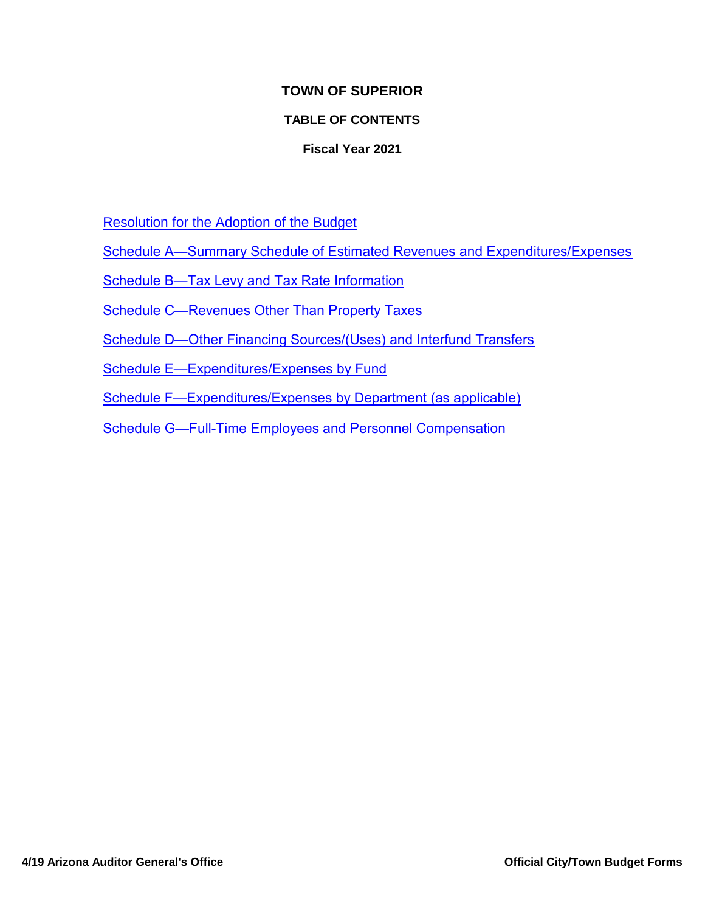# TOWN OF SUPERIOR

## TABLE OF CONTENTS

### Fiscal Year 2021

Resolution for the Adoption of the Budget

Schedule A—Summary Schedule of Estimated Revenues and Expenditures/Expenses

Schedule B—Tax Levy and Tax Rate Information

Schedule C—Revenues Other Than Property Taxes

Schedule D—Other Financing Sources/(Uses) and Interfund Transfers

Schedule E—Expenditures/Expenses by Fund

Schedule F—Expenditures/Expenses by Department (as applicable)

Schedule G—Full-Time Employees and Personnel Compensation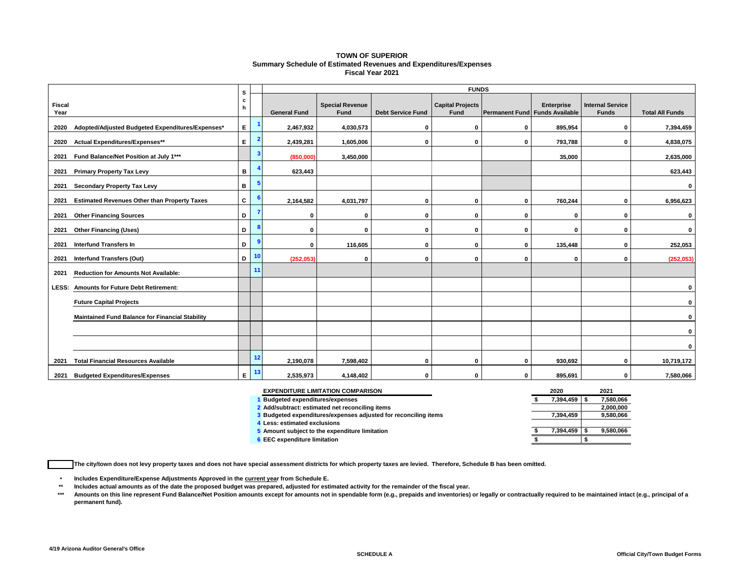# TOWN OF SUPERIOR
## Summary Schedule of Estimated Revenues and Expenditures/Expenses
### Fiscal Year 2021

| Fiscal Year | | Sch | | FUNDS | | | | | | | |
|---|---|---|---|---|---|---|---|---|---|---|---|
| | | | | General Fund | Special Revenue Fund | Debt Service Fund | Capital Projects Fund | Permanent Fund | Enterprise Funds Available | Internal Service Funds | Total All Funds |
| 2020 | Adopted/Adjusted Budgeted Expenditures/Expenses* | E | 1 | 2,467,932 | 4,030,573 | 0 | 0 | 0 | 895,954 | 0 | 7,394,459 |
| 2020 | Actual Expenditures/Expenses** | E | 2 | 2,439,281 | 1,605,006 | 0 | 0 | 0 | 793,788 | 0 | 4,838,075 |
| 2021 | Fund Balance/Net Position at July 1*** | | 3 | (850,000) | 3,450,000 | | | | 35,000 | | 2,635,000 |
| 2021 | Primary Property Tax Levy | B | 4 | 623,443 | | | | | | | 623,443 |
| 2021 | Secondary Property Tax Levy | B | 5 | | | | | | | | 0 |
| 2021 | Estimated Revenues Other than Property Taxes | C | 6 | 2,164,582 | 4,031,797 | 0 | 0 | 0 | 760,244 | 0 | 6,956,623 |
| 2021 | Other Financing Sources | D | 7 | 0 | 0 | 0 | 0 | 0 | 0 | 0 | 0 |
| 2021 | Other Financing (Uses) | D | 8 | 0 | 0 | 0 | 0 | 0 | 0 | 0 | 0 |
| 2021 | Interfund Transfers In | D | 9 | 0 | 116,605 | 0 | 0 | 0 | 135,448 | 0 | 252,053 |
| 2021 | Interfund Transfers (Out) | D | 10 | (252,053) | 0 | 0 | 0 | 0 | 0 | 0 | (252,053) |
| 2021 | Reduction for Amounts Not Available: | | 11 | | | | | | | | |
| LESS: | Amounts for Future Debt Retirement: | | | | | | | | | | 0 |
| | Future Capital Projects | | | | | | | | | | 0 |
| | Maintained Fund Balance for Financial Stability | | | | | | | | | | 0 |
| | | | | | | | | | | | 0 |
| | | | | | | | | | | | 0 |
| 2021 | Total Financial Resources Available | | 12 | 2,190,078 | 7,598,402 | 0 | 0 | 0 | 930,692 | 0 | 10,719,172 |
| 2021 | Budgeted Expenditures/Expenses | E | 13 | 2,535,973 | 4,148,402 | 0 | 0 | 0 | 895,691 | 0 | 7,580,066 |

| | EXPENDITURE LIMITATION COMPARISON | 2020 | 2021 |
|---|---|---|---|
| 1 | Budgeted expenditures/expenses | $ 7,394,459 | $ 7,580,066 |
| 2 | Add/subtract: estimated net reconciling items | | 2,000,000 |
| 3 | Budgeted expenditures/expenses adjusted for reconciling items | 7,394,459 | 9,580,066 |
| 4 | Less: estimated exclusions | | |
| 5 | Amount subject to the expenditure limitation | $ 7,394,459 | $ 9,580,066 |
| 6 | EEC expenditure limitation | $ | $ |

☐ The city/town does not levy property taxes and does not have special assessment districts for which property taxes are levied. Therefore, Schedule B has been omitted.

\* Includes Expenditure/Expense Adjustments Approved in the current year from Schedule E.

\*\* Includes actual amounts as of the date the proposed budget was prepared, adjusted for estimated activity for the remainder of the fiscal year.

\*\*\* Amounts on this line represent Fund Balance/Net Position amounts except for amounts not in spendable form (e.g., prepaids and inventories) or legally or contractually required to be maintained intact (e.g., principal of a permanent fund).

4/19 Arizona Auditor General's Office — SCHEDULE A — Official City/Town Budget Forms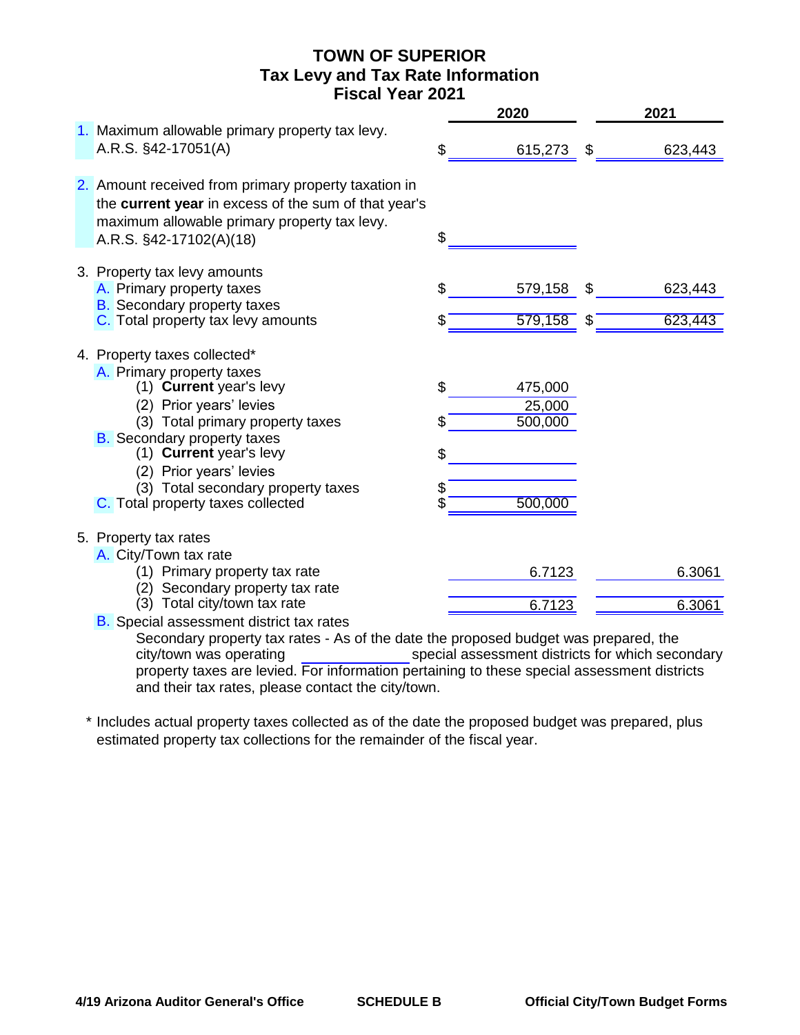# TOWN OF SUPERIOR
## Tax Levy and Tax Rate Information
## Fiscal Year 2021

| | 2020 | 2021 |
|---|---|---|
| 1. Maximum allowable primary property tax levy. A.R.S. §42-17051(A) | $ 615,273 | $ 623,443 |
| 2. Amount received from primary property taxation in the **current year** in excess of the sum of that year's maximum allowable primary property tax levy. A.R.S. §42-17102(A)(18) | $ | |
| 3. Property tax levy amounts | | |
| A. Primary property taxes | $ 579,158 | $ 623,443 |
| B. Secondary property taxes | | |
| C. Total property tax levy amounts | $ 579,158 | $ 623,443 |
| 4. Property taxes collected* | | |
| A. Primary property taxes | | |
| (1) **Current** year's levy | $ 475,000 | |
| (2) Prior years' levies | 25,000 | |
| (3) Total primary property taxes | $ 500,000 | |
| B. Secondary property taxes | | |
| (1) **Current** year's levy | $ | |
| (2) Prior years' levies | | |
| (3) Total secondary property taxes | $ | |
| C. Total property taxes collected | $ 500,000 | |
| 5. Property tax rates | | |
| A. City/Town tax rate | | |
| (1) Primary property tax rate | 6.7123 | 6.3061 |
| (2) Secondary property tax rate | | |
| (3) Total city/town tax rate | 6.7123 | 6.3061 |

B. Special assessment district tax rates

Secondary property tax rates - As of the date the proposed budget was prepared, the city/town was operating \_\_\_\_\_\_\_\_\_\_ special assessment districts for which secondary property taxes are levied. For information pertaining to these special assessment districts and their tax rates, please contact the city/town.

\* Includes actual property taxes collected as of the date the proposed budget was prepared, plus estimated property tax collections for the remainder of the fiscal year.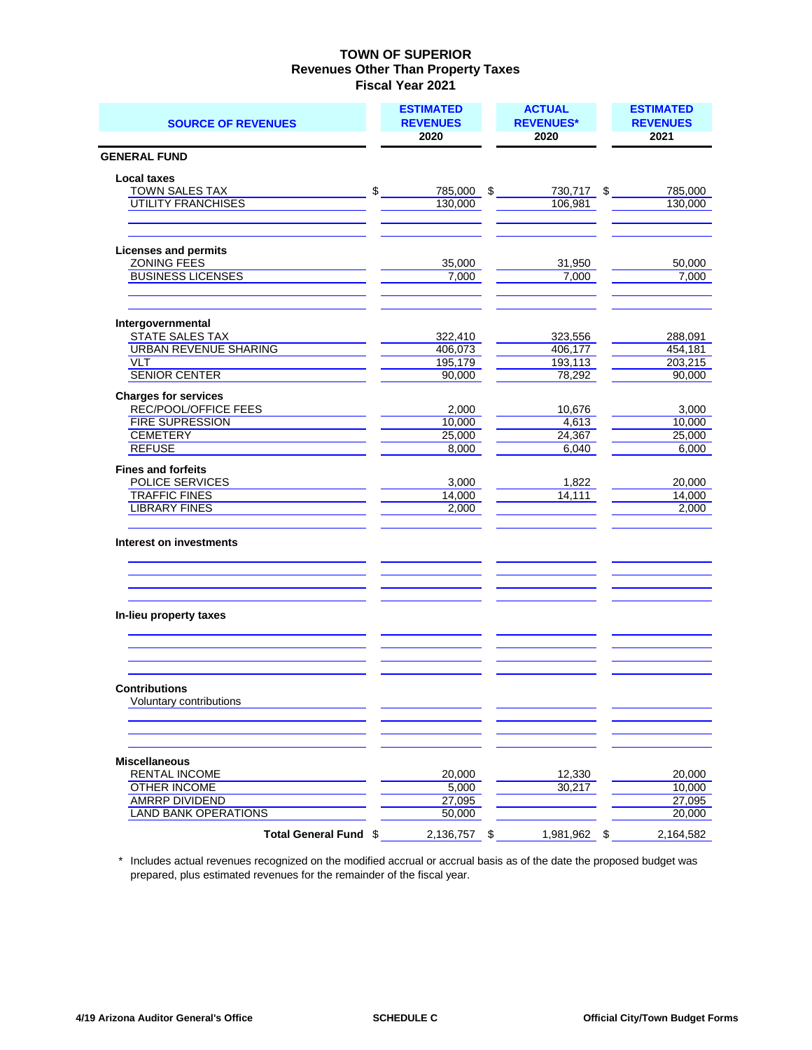# TOWN OF SUPERIOR
## Revenues Other Than Property Taxes
## Fiscal Year 2021

| SOURCE OF REVENUES | ESTIMATED REVENUES 2020 | ACTUAL REVENUES* 2020 | ESTIMATED REVENUES 2021 |
|---|---|---|---|
| **GENERAL FUND** | | | |
| **Local taxes** | | | |
| TOWN SALES TAX | $ 785,000 | $ 730,717 | $ 785,000 |
| UTILITY FRANCHISES | 130,000 | 106,981 | 130,000 |
| **Licenses and permits** | | | |
| ZONING FEES | 35,000 | 31,950 | 50,000 |
| BUSINESS LICENSES | 7,000 | 7,000 | 7,000 |
| **Intergovernmental** | | | |
| STATE SALES TAX | 322,410 | 323,556 | 288,091 |
| URBAN REVENUE SHARING | 406,073 | 406,177 | 454,181 |
| VLT | 195,179 | 193,113 | 203,215 |
| SENIOR CENTER | 90,000 | 78,292 | 90,000 |
| **Charges for services** | | | |
| REC/POOL/OFFICE FEES | 2,000 | 10,676 | 3,000 |
| FIRE SUPRESSION | 10,000 | 4,613 | 10,000 |
| CEMETERY | 25,000 | 24,367 | 25,000 |
| REFUSE | 8,000 | 6,040 | 6,000 |
| **Fines and forfeits** | | | |
| POLICE SERVICES | 3,000 | 1,822 | 20,000 |
| TRAFFIC FINES | 14,000 | 14,111 | 14,000 |
| LIBRARY FINES | 2,000 | | 2,000 |
| **Interest on investments** | | | |
| **In-lieu property taxes** | | | |
| **Contributions** | | | |
| Voluntary contributions | | | |
| **Miscellaneous** | | | |
| RENTAL INCOME | 20,000 | 12,330 | 20,000 |
| OTHER INCOME | 5,000 | 30,217 | 10,000 |
| AMRRP DIVIDEND | 27,095 | | 27,095 |
| LAND BANK OPERATIONS | 50,000 | | 20,000 |
| **Total General Fund** | $ 2,136,757 | $ 1,981,962 | $ 2,164,582 |

\* Includes actual revenues recognized on the modified accrual or accrual basis as of the date the proposed budget was prepared, plus estimated revenues for the remainder of the fiscal year.

4/19 Arizona Auditor General's Office | SCHEDULE C | Official City/Town Budget Forms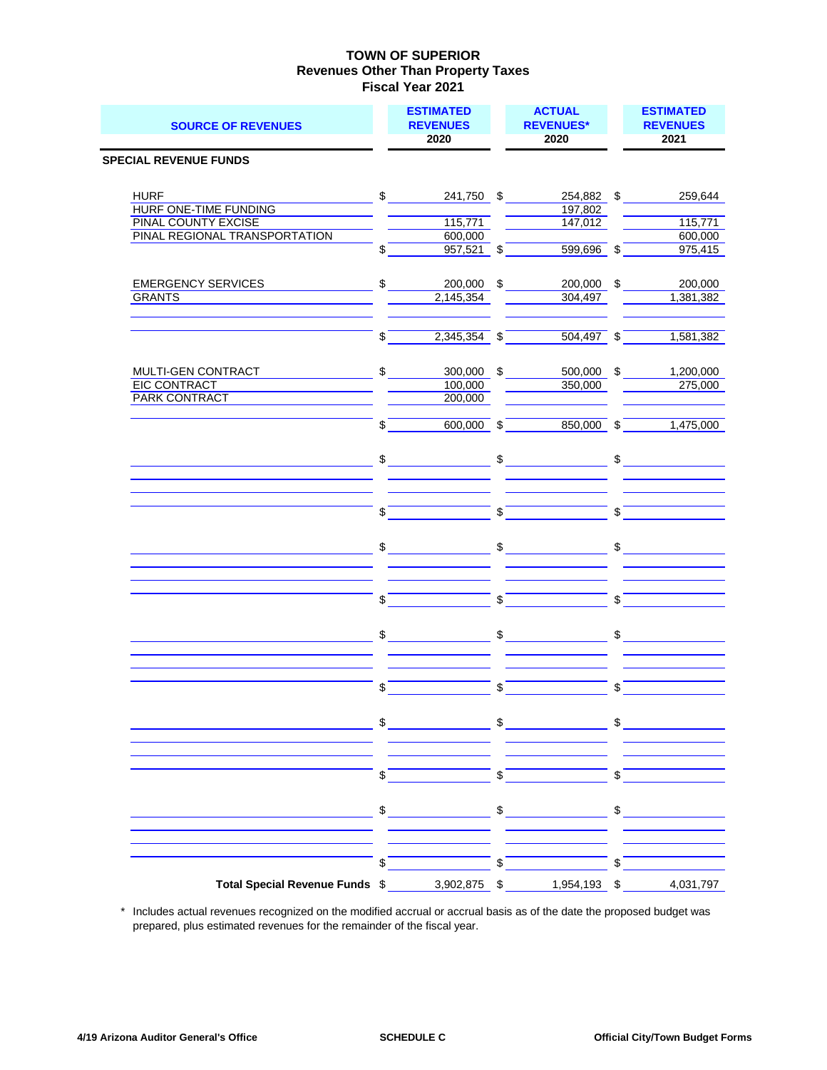# TOWN OF SUPERIOR
## Revenues Other Than Property Taxes
## Fiscal Year 2021

| SOURCE OF REVENUES | ESTIMATED REVENUES 2020 | ACTUAL REVENUES* 2020 | ESTIMATED REVENUES 2021 |
|---|---|---|---|
| **SPECIAL REVENUE FUNDS** | | | |
| HURF | $ 241,750 | $ 254,882 | $ 259,644 |
| HURF ONE-TIME FUNDING | | 197,802 | |
| PINAL COUNTY EXCISE | 115,771 | 147,012 | 115,771 |
| PINAL REGIONAL TRANSPORTATION | 600,000 | | 600,000 |
| | $ 957,521 | $ 599,696 | $ 975,415 |
| EMERGENCY SERVICES | $ 200,000 | $ 200,000 | $ 200,000 |
| GRANTS | 2,145,354 | 304,497 | 1,381,382 |
| | $ 2,345,354 | $ 504,497 | $ 1,581,382 |
| MULTI-GEN CONTRACT | $ 300,000 | $ 500,000 | $ 1,200,000 |
| EIC CONTRACT | 100,000 | 350,000 | 275,000 |
| PARK CONTRACT | 200,000 | | |
| | $ 600,000 | $ 850,000 | $ 1,475,000 |
| **Total Special Revenue Funds** | $ 3,902,875 | $ 1,954,193 | $ 4,031,797 |

\* Includes actual revenues recognized on the modified accrual or accrual basis as of the date the proposed budget was prepared, plus estimated revenues for the remainder of the fiscal year.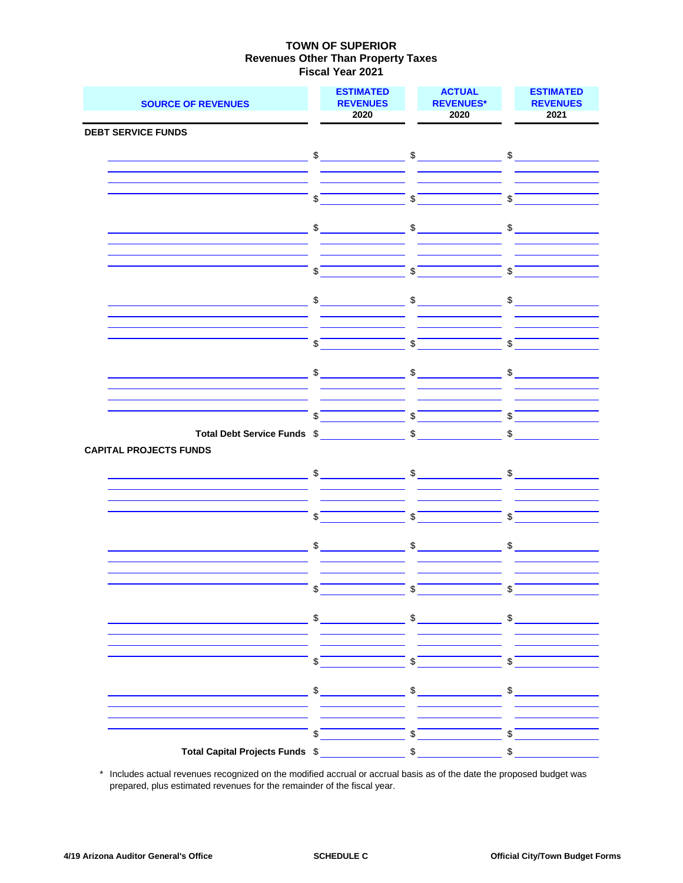**TOWN OF SUPERIOR**
**Revenues Other Than Property Taxes**
**Fiscal Year 2021**

| SOURCE OF REVENUES | ESTIMATED REVENUES 2020 | ACTUAL REVENUES* 2020 | ESTIMATED REVENUES 2021 |
|---|---|---|---|
| **DEBT SERVICE FUNDS** | | | |
| | $ | $ | $ |
| | | | |
| | | | |
| | $ | $ | $ |
| | $ | $ | $ |
| | | | |
| | | | |
| | $ | $ | $ |
| | $ | $ | $ |
| | | | |
| | | | |
| | $ | $ | $ |
| | $ | $ | $ |
| | | | |
| | | | |
| | $ | $ | $ |
| **Total Debt Service Funds** | $ | $ | $ |
| **CAPITAL PROJECTS FUNDS** | | | |
| | $ | $ | $ |
| | | | |
| | | | |
| | $ | $ | $ |
| | $ | $ | $ |
| | | | |
| | | | |
| | $ | $ | $ |
| | $ | $ | $ |
| | | | |
| | | | |
| | $ | $ | $ |
| | $ | $ | $ |
| | | | |
| | | | |
| | $ | $ | $ |
| **Total Capital Projects Funds** | $ | $ | $ |

\* Includes actual revenues recognized on the modified accrual or accrual basis as of the date the proposed budget was prepared, plus estimated revenues for the remainder of the fiscal year.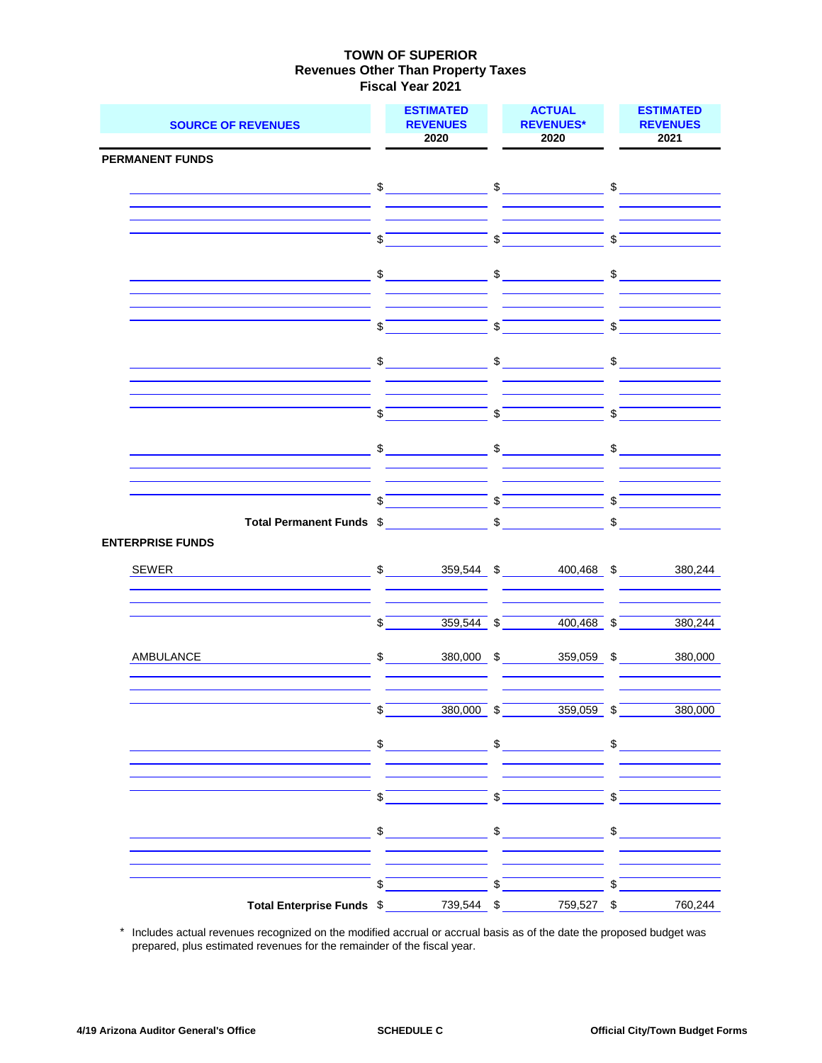# TOWN OF SUPERIOR
## Revenues Other Than Property Taxes
## Fiscal Year 2021

| SOURCE OF REVENUES | ESTIMATED REVENUES 2020 | ACTUAL REVENUES* 2020 | ESTIMATED REVENUES 2021 |
|---|---|---|---|
| **PERMANENT FUNDS** | | | |
| | $ | $ | $ |
| | | | |
| | | | |
| | $ | $ | $ |
| | $ | $ | $ |
| | | | |
| | | | |
| | $ | $ | $ |
| | $ | $ | $ |
| | | | |
| | | | |
| | $ | $ | $ |
| | $ | $ | $ |
| | | | |
| | | | |
| | $ | $ | $ |
| **Total Permanent Funds** | $ | $ | $ |
| **ENTERPRISE FUNDS** | | | |
| SEWER | $ 359,544 | $ 400,468 | $ 380,244 |
| | | | |
| | | | |
| | $ 359,544 | $ 400,468 | $ 380,244 |
| AMBULANCE | $ 380,000 | $ 359,059 | $ 380,000 |
| | | | |
| | | | |
| | $ 380,000 | $ 359,059 | $ 380,000 |
| | $ | $ | $ |
| | | | |
| | | | |
| | $ | $ | $ |
| | $ | $ | $ |
| | | | |
| | | | |
| | $ | $ | $ |
| **Total Enterprise Funds** | $ 739,544 | $ 759,527 | $ 760,244 |

\* Includes actual revenues recognized on the modified accrual or accrual basis as of the date the proposed budget was prepared, plus estimated revenues for the remainder of the fiscal year.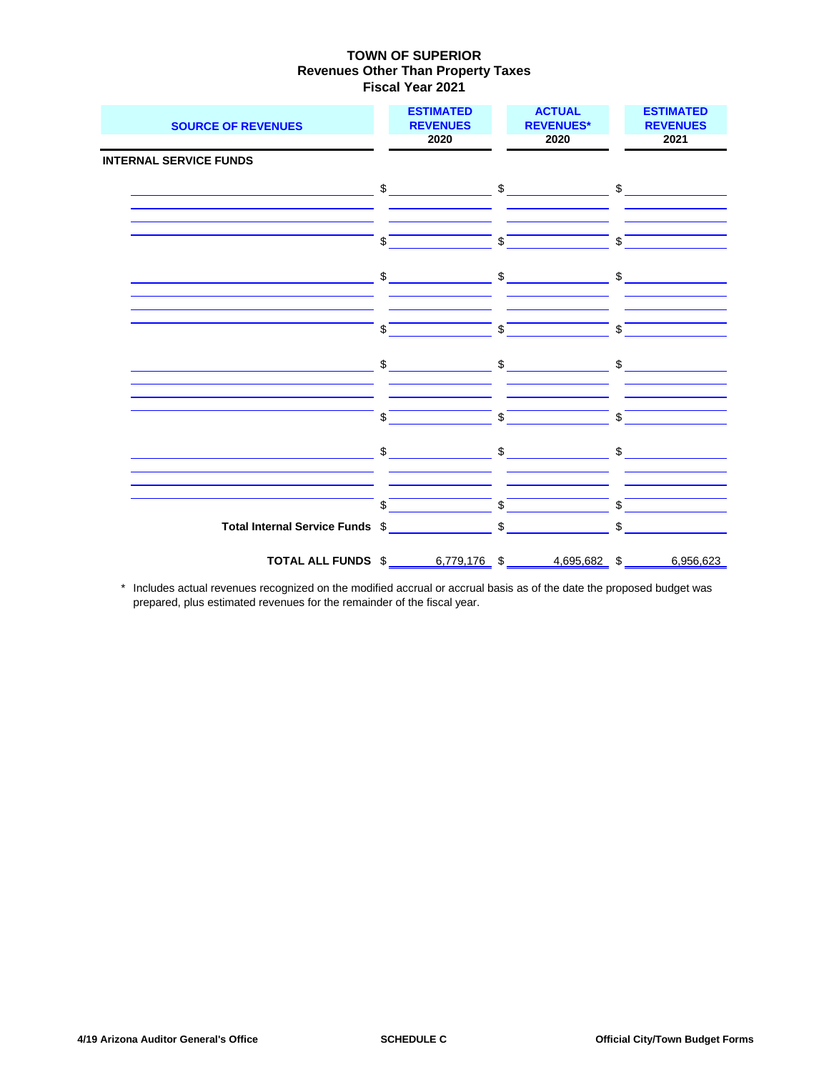# TOWN OF SUPERIOR
## Revenues Other Than Property Taxes
## Fiscal Year 2021

| SOURCE OF REVENUES | ESTIMATED REVENUES 2020 | ACTUAL REVENUES* 2020 | ESTIMATED REVENUES 2021 |
|---|---|---|---|
| **INTERNAL SERVICE FUNDS** | | | |
| | $ | $ | $ |
| | | | |
| | | | |
| | $ | $ | $ |
| | $ | $ | $ |
| | | | |
| | | | |
| | $ | $ | $ |
| | $ | $ | $ |
| | | | |
| | | | |
| | $ | $ | $ |
| | $ | $ | $ |
| | | | |
| | | | |
| | $ | $ | $ |
| **Total Internal Service Funds** | $ | $ | $ |
| **TOTAL ALL FUNDS** | $ 6,779,176 | $ 4,695,682 | $ 6,956,623 |

\* Includes actual revenues recognized on the modified accrual or accrual basis as of the date the proposed budget was prepared, plus estimated revenues for the remainder of the fiscal year.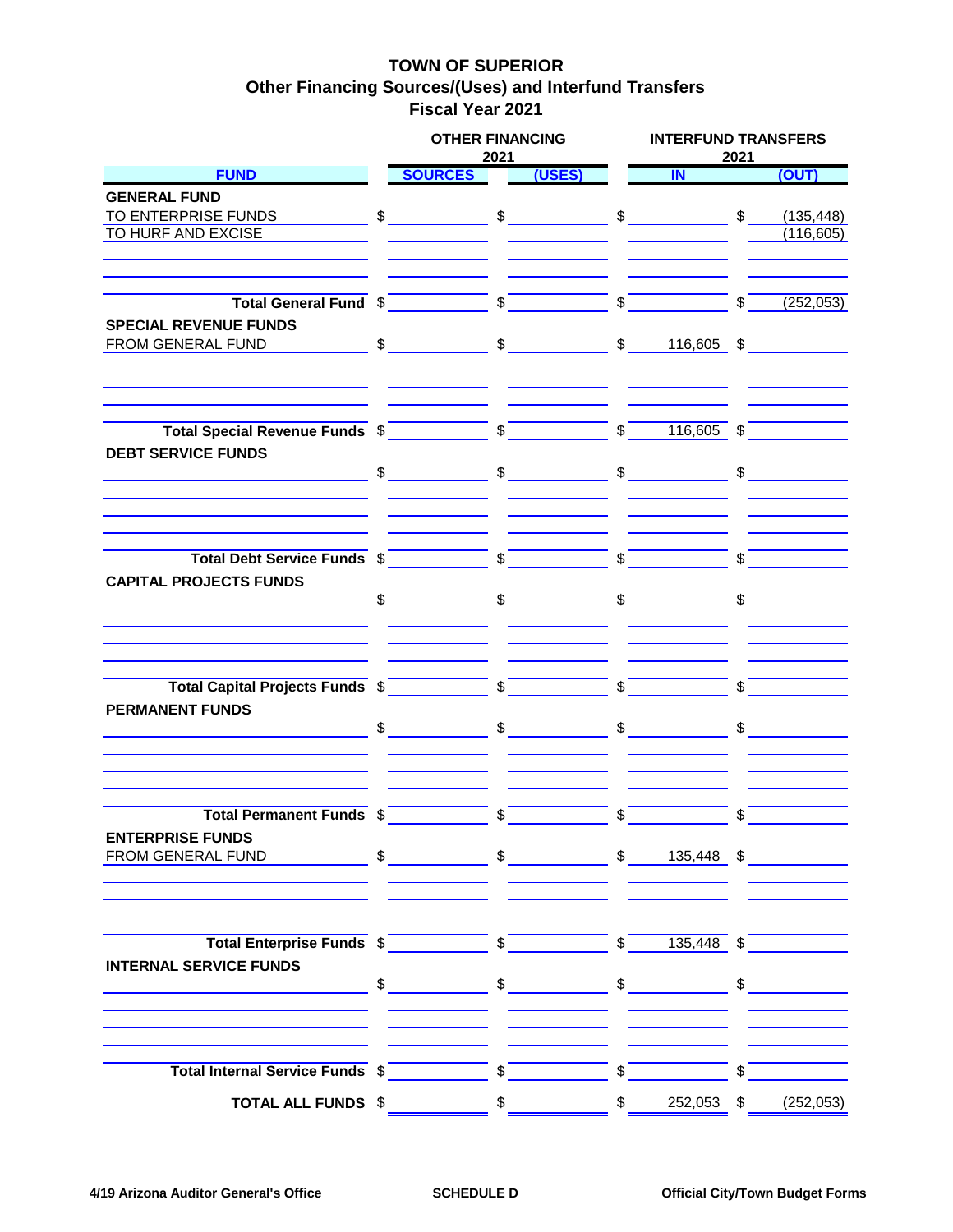# TOWN OF SUPERIOR
## Other Financing Sources/(Uses) and Interfund Transfers
### Fiscal Year 2021

| FUND | OTHER FINANCING 2021 SOURCES | OTHER FINANCING 2021 (USES) | INTERFUND TRANSFERS 2021 IN | INTERFUND TRANSFERS 2021 (OUT) |
|---|---|---|---|---|
| **GENERAL FUND** | | | | |
| TO ENTERPRISE FUNDS | $ | $ | $ | $ (135,448) |
| TO HURF AND EXCISE | | | | (116,605) |
| **Total General Fund** | $ | $ | $ | $ (252,053) |
| **SPECIAL REVENUE FUNDS** | | | | |
| FROM GENERAL FUND | $ | $ | $ 116,605 | $ |
| **Total Special Revenue Funds** | $ | $ | $ 116,605 | $ |
| **DEBT SERVICE FUNDS** | | | | |
| | $ | $ | $ | $ |
| **Total Debt Service Funds** | $ | $ | $ | $ |
| **CAPITAL PROJECTS FUNDS** | | | | |
| | $ | $ | $ | $ |
| **Total Capital Projects Funds** | $ | $ | $ | $ |
| **PERMANENT FUNDS** | | | | |
| | $ | $ | $ | $ |
| **Total Permanent Funds** | $ | $ | $ | $ |
| **ENTERPRISE FUNDS** | | | | |
| FROM GENERAL FUND | $ | $ | $ 135,448 | $ |
| **Total Enterprise Funds** | $ | $ | $ 135,448 | $ |
| **INTERNAL SERVICE FUNDS** | | | | |
| | $ | $ | $ | $ |
| **Total Internal Service Funds** | $ | $ | $ | $ |
| **TOTAL ALL FUNDS** | $ | $ | $ 252,053 | $ (252,053) |

4/19 Arizona Auditor General's Office | SCHEDULE D | Official City/Town Budget Forms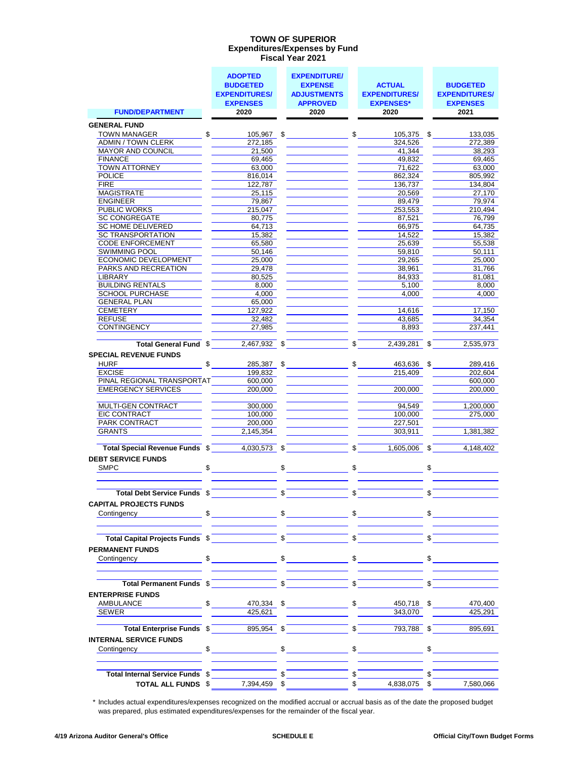# TOWN OF SUPERIOR
## Expenditures/Expenses by Fund
### Fiscal Year 2021

| FUND/DEPARTMENT | ADOPTED BUDGETED EXPENDITURES/ EXPENSES 2020 | EXPENDITURE/ EXPENSE ADJUSTMENTS APPROVED 2020 | ACTUAL EXPENDITURES/ EXPENSES* 2020 | BUDGETED EXPENDITURES/ EXPENSES 2021 |
|---|---|---|---|---|
| **GENERAL FUND** | | | | |
| TOWN MANAGER | $ 105,967 | $ | $ 105,375 | $ 133,035 |
| ADMIN / TOWN CLERK | 272,185 | | 324,526 | 272,389 |
| MAYOR AND COUNCIL | 21,500 | | 41,344 | 38,293 |
| FINANCE | 69,465 | | 49,832 | 69,465 |
| TOWN ATTORNEY | 63,000 | | 71,622 | 63,000 |
| POLICE | 816,014 | | 862,324 | 805,992 |
| FIRE | 122,787 | | 136,737 | 134,804 |
| MAGISTRATE | 25,115 | | 20,569 | 27,170 |
| ENGINEER | 79,867 | | 89,479 | 79,974 |
| PUBLIC WORKS | 215,047 | | 253,553 | 210,494 |
| SC CONGREGATE | 80,775 | | 87,521 | 76,799 |
| SC HOME DELIVERED | 64,713 | | 66,975 | 64,735 |
| SC TRANSPORTATION | 15,382 | | 14,522 | 15,382 |
| CODE ENFORCEMENT | 65,580 | | 25,639 | 55,538 |
| SWIMMING POOL | 50,146 | | 59,810 | 50,111 |
| ECONOMIC DEVELOPMENT | 25,000 | | 29,265 | 25,000 |
| PARKS AND RECREATION | 29,478 | | 38,961 | 31,766 |
| LIBRARY | 80,525 | | 84,933 | 81,081 |
| BUILDING RENTALS | 8,000 | | 5,100 | 8,000 |
| SCHOOL PURCHASE | 4,000 | | 4,000 | 4,000 |
| GENERAL PLAN | 65,000 | | | |
| CEMETERY | 127,922 | | 14,616 | 17,150 |
| REFUSE | 32,482 | | 43,685 | 34,354 |
| CONTINGENCY | 27,985 | | 8,893 | 237,441 |
| **Total General Fund** | $ 2,467,932 | $ | $ 2,439,281 | $ 2,535,973 |
| **SPECIAL REVENUE FUNDS** | | | | |
| HURF | $ 285,387 | $ | $ 463,636 | $ 289,416 |
| EXCISE | 199,832 | | 215,409 | 202,604 |
| PINAL REGIONAL TRANSPORTAT | 600,000 | | | 600,000 |
| EMERGENCY SERVICES | 200,000 | | 200,000 | 200,000 |
| MULTI-GEN CONTRACT | 300,000 | | 94,549 | 1,200,000 |
| EIC CONTRACT | 100,000 | | 100,000 | 275,000 |
| PARK CONTRACT | 200,000 | | 227,501 | |
| GRANTS | 2,145,354 | | 303,911 | 1,381,382 |
| **Total Special Revenue Funds** | $ 4,030,573 | $ | $ 1,605,006 | $ 4,148,402 |
| **DEBT SERVICE FUNDS** | | | | |
| SMPC | $ | $ | $ | $ |
| **Total Debt Service Funds** | $ | $ | $ | $ |
| **CAPITAL PROJECTS FUNDS** | | | | |
| Contingency | $ | $ | $ | $ |
| **Total Capital Projects Funds** | $ | $ | $ | $ |
| **PERMANENT FUNDS** | | | | |
| Contingency | $ | $ | $ | $ |
| **Total Permanent Funds** | $ | $ | $ | $ |
| **ENTERPRISE FUNDS** | | | | |
| AMBULANCE | $ 470,334 | $ | $ 450,718 | $ 470,400 |
| SEWER | 425,621 | | 343,070 | 425,291 |
| **Total Enterprise Funds** | $ 895,954 | $ | $ 793,788 | $ 895,691 |
| **INTERNAL SERVICE FUNDS** | | | | |
| Contingency | $ | $ | $ | $ |
| **Total Internal Service Funds** | $ | $ | $ | $ |
| **TOTAL ALL FUNDS** | $ 7,394,459 | $ | $ 4,838,075 | $ 7,580,066 |

\* Includes actual expenditures/expenses recognized on the modified accrual or accrual basis as of the date the proposed budget was prepared, plus estimated expenditures/expenses for the remainder of the fiscal year.

4/19 Arizona Auditor General's Office | SCHEDULE E | Official City/Town Budget Forms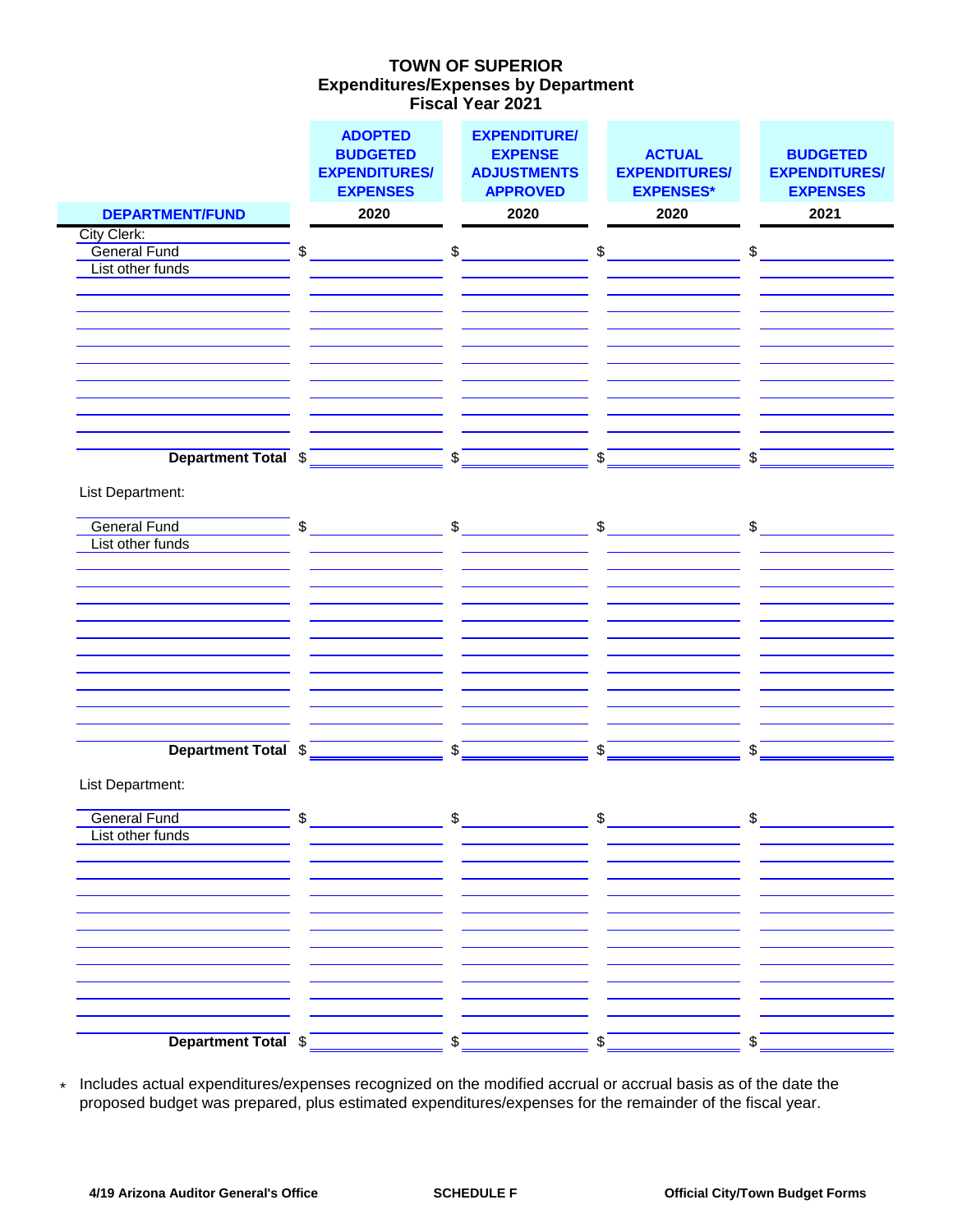# TOWN OF SUPERIOR
## Expenditures/Expenses by Department
## Fiscal Year 2021

| DEPARTMENT/FUND | ADOPTED BUDGETED EXPENDITURES/ EXPENSES 2020 | EXPENDITURE/ EXPENSE ADJUSTMENTS APPROVED 2020 | ACTUAL EXPENDITURES/ EXPENSES* 2020 | BUDGETED EXPENDITURES/ EXPENSES 2021 |
|---|---|---|---|---|
| City Clerk: | | | | |
| General Fund | $ | $ | $ | $ |
| List other funds | | | | |
| | | | | |
| | | | | |
| | | | | |
| | | | | |
| | | | | |
| | | | | |
| | | | | |
| | | | | |
| **Department Total** | $ | $ | $ | $ |
| List Department: | | | | |
| General Fund | $ | $ | $ | $ |
| List other funds | | | | |
| | | | | |
| | | | | |
| | | | | |
| | | | | |
| | | | | |
| | | | | |
| | | | | |
| | | | | |
| | | | | |
| | | | | |
| **Department Total** | $ | $ | $ | $ |
| List Department: | | | | |
| General Fund | $ | $ | $ | $ |
| List other funds | | | | |
| | | | | |
| | | | | |
| | | | | |
| | | | | |
| | | | | |
| | | | | |
| | | | | |
| | | | | |
| | | | | |
| | | | | |
| **Department Total** | $ | $ | $ | $ |

\* Includes actual expenditures/expenses recognized on the modified accrual or accrual basis as of the date the proposed budget was prepared, plus estimated expenditures/expenses for the remainder of the fiscal year.

4/19 Arizona Auditor General's Office | SCHEDULE F | Official City/Town Budget Forms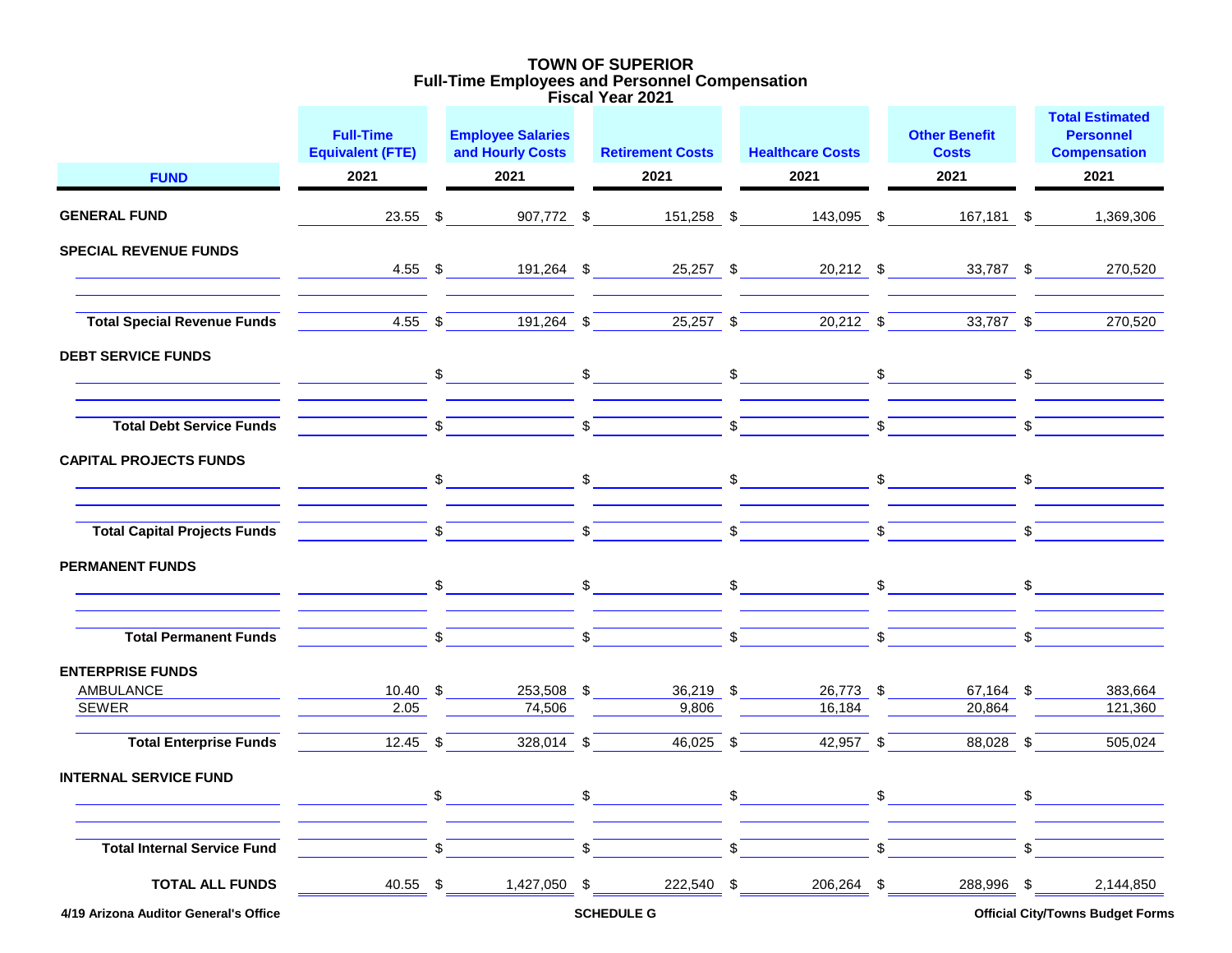# TOWN OF SUPERIOR
## Full-Time Employees and Personnel Compensation
### Fiscal Year 2021

| FUND | Full-Time Equivalent (FTE) 2021 | Employee Salaries and Hourly Costs 2021 | Retirement Costs 2021 | Healthcare Costs 2021 | Other Benefit Costs 2021 | Total Estimated Personnel Compensation 2021 |
|---|---|---|---|---|---|---|
| **GENERAL FUND** | 23.55 | $ 907,772 | $ 151,258 | $ 143,095 | $ 167,181 | $ 1,369,306 |
| **SPECIAL REVENUE FUNDS** | | | | | | |
| | 4.55 | $ 191,264 | $ 25,257 | $ 20,212 | $ 33,787 | $ 270,520 |
| **Total Special Revenue Funds** | 4.55 | $ 191,264 | $ 25,257 | $ 20,212 | $ 33,787 | $ 270,520 |
| **DEBT SERVICE FUNDS** | | | | | | |
| | | $ | $ | $ | $ | $ |
| **Total Debt Service Funds** | | $ | $ | $ | $ | $ |
| **CAPITAL PROJECTS FUNDS** | | | | | | |
| | | $ | $ | $ | $ | $ |
| **Total Capital Projects Funds** | | $ | $ | $ | $ | $ |
| **PERMANENT FUNDS** | | | | | | |
| | | $ | $ | $ | $ | $ |
| **Total Permanent Funds** | | $ | $ | $ | $ | $ |
| **ENTERPRISE FUNDS** | | | | | | |
| AMBULANCE | 10.40 | $ 253,508 | $ 36,219 | $ 26,773 | $ 67,164 | $ 383,664 |
| SEWER | 2.05 | 74,506 | 9,806 | 16,184 | 20,864 | 121,360 |
| **Total Enterprise Funds** | 12.45 | $ 328,014 | $ 46,025 | $ 42,957 | $ 88,028 | $ 505,024 |
| **INTERNAL SERVICE FUND** | | | | | | |
| | | $ | $ | $ | $ | $ |
| **Total Internal Service Fund** | | $ | $ | $ | $ | $ |
| **TOTAL ALL FUNDS** | 40.55 | $ 1,427,050 | $ 222,540 | $ 206,264 | $ 288,996 | $ 2,144,850 |

**4/19 Arizona Auditor General's Office** **SCHEDULE G** **Official City/Towns Budget Forms**